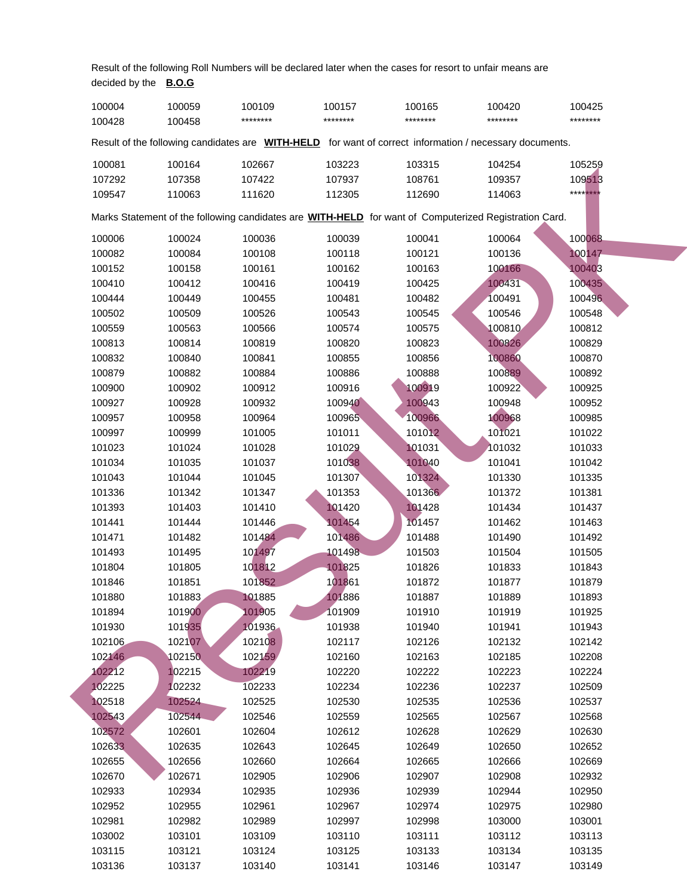Result of the following Roll Numbers will be declared later when the cases for resort to unfair means are decided by the **B.O.G**

| | | | | | | |
|---|---|---|---|---|---|---|
| 100004 | 100059 | 100109 | 100157 | 100165 | 100420 | 100425 |
| 100428 | 100458 | ******** | ******** | ******** | ******** | ******** |

Result of the following candidates are **WITH-HELD** for want of correct information / necessary documents.

| | | | | | | |
|---|---|---|---|---|---|---|
| 100081 | 100164 | 102667 | 103223 | 103315 | 104254 | 105259 |
| 107292 | 107358 | 107422 | 107937 | 108761 | 109357 | 109513 |
| 109547 | 110063 | 111620 | 112305 | 112690 | 114063 | ******** |

Marks Statement of the following candidates are **WITH-HELD** for want of Computerized Registration Card.

| | | | | | | |
|---|---|---|---|---|---|---|
| 100006 | 100024 | 100036 | 100039 | 100041 | 100064 | 100068 |
| 100082 | 100084 | 100108 | 100118 | 100121 | 100136 | 100147 |
| 100152 | 100158 | 100161 | 100162 | 100163 | 100166 | 100403 |
| 100410 | 100412 | 100416 | 100419 | 100425 | 100431 | 100435 |
| 100444 | 100449 | 100455 | 100481 | 100482 | 100491 | 100496 |
| 100502 | 100509 | 100526 | 100543 | 100545 | 100546 | 100548 |
| 100559 | 100563 | 100566 | 100574 | 100575 | 100810 | 100812 |
| 100813 | 100814 | 100819 | 100820 | 100823 | 100826 | 100829 |
| 100832 | 100840 | 100841 | 100855 | 100856 | 100860 | 100870 |
| 100879 | 100882 | 100884 | 100886 | 100888 | 100889 | 100892 |
| 100900 | 100902 | 100912 | 100916 | 100919 | 100922 | 100925 |
| 100927 | 100928 | 100932 | 100940 | 100943 | 100948 | 100952 |
| 100957 | 100958 | 100964 | 100965 | 100966 | 100968 | 100985 |
| 100997 | 100999 | 101005 | 101011 | 101012 | 101021 | 101022 |
| 101023 | 101024 | 101028 | 101029 | 101031 | 101032 | 101033 |
| 101034 | 101035 | 101037 | 101038 | 101040 | 101041 | 101042 |
| 101043 | 101044 | 101045 | 101307 | 101324 | 101330 | 101335 |
| 101336 | 101342 | 101347 | 101353 | 101366 | 101372 | 101381 |
| 101393 | 101403 | 101410 | 101420 | 101428 | 101434 | 101437 |
| 101441 | 101444 | 101446 | 101454 | 101457 | 101462 | 101463 |
| 101471 | 101482 | 101484 | 101486 | 101488 | 101490 | 101492 |
| 101493 | 101495 | 101497 | 101498 | 101503 | 101504 | 101505 |
| 101804 | 101805 | 101812 | 101825 | 101826 | 101833 | 101843 |
| 101846 | 101851 | 101852 | 101861 | 101872 | 101877 | 101879 |
| 101880 | 101883 | 101885 | 101886 | 101887 | 101889 | 101893 |
| 101894 | 101900 | 101905 | 101909 | 101910 | 101919 | 101925 |
| 101930 | 101935 | 101936 | 101938 | 101940 | 101941 | 101943 |
| 102106 | 102107 | 102108 | 102117 | 102126 | 102132 | 102142 |
| 102146 | 102150 | 102159 | 102160 | 102163 | 102185 | 102208 |
| 102212 | 102215 | 102219 | 102220 | 102222 | 102223 | 102224 |
| 102225 | 102232 | 102233 | 102234 | 102236 | 102237 | 102509 |
| 102518 | 102524 | 102525 | 102530 | 102535 | 102536 | 102537 |
| 102543 | 102544 | 102546 | 102559 | 102565 | 102567 | 102568 |
| 102572 | 102601 | 102604 | 102612 | 102628 | 102629 | 102630 |
| 102633 | 102635 | 102643 | 102645 | 102649 | 102650 | 102652 |
| 102655 | 102656 | 102660 | 102664 | 102665 | 102666 | 102669 |
| 102670 | 102671 | 102905 | 102906 | 102907 | 102908 | 102932 |
| 102933 | 102934 | 102935 | 102936 | 102939 | 102944 | 102950 |
| 102952 | 102955 | 102961 | 102967 | 102974 | 102975 | 102980 |
| 102981 | 102982 | 102989 | 102997 | 102998 | 103000 | 103001 |
| 103002 | 103101 | 103109 | 103110 | 103111 | 103112 | 103113 |
| 103115 | 103121 | 103124 | 103125 | 103133 | 103134 | 103135 |
| 103136 | 103137 | 103140 | 103141 | 103146 | 103147 | 103149 |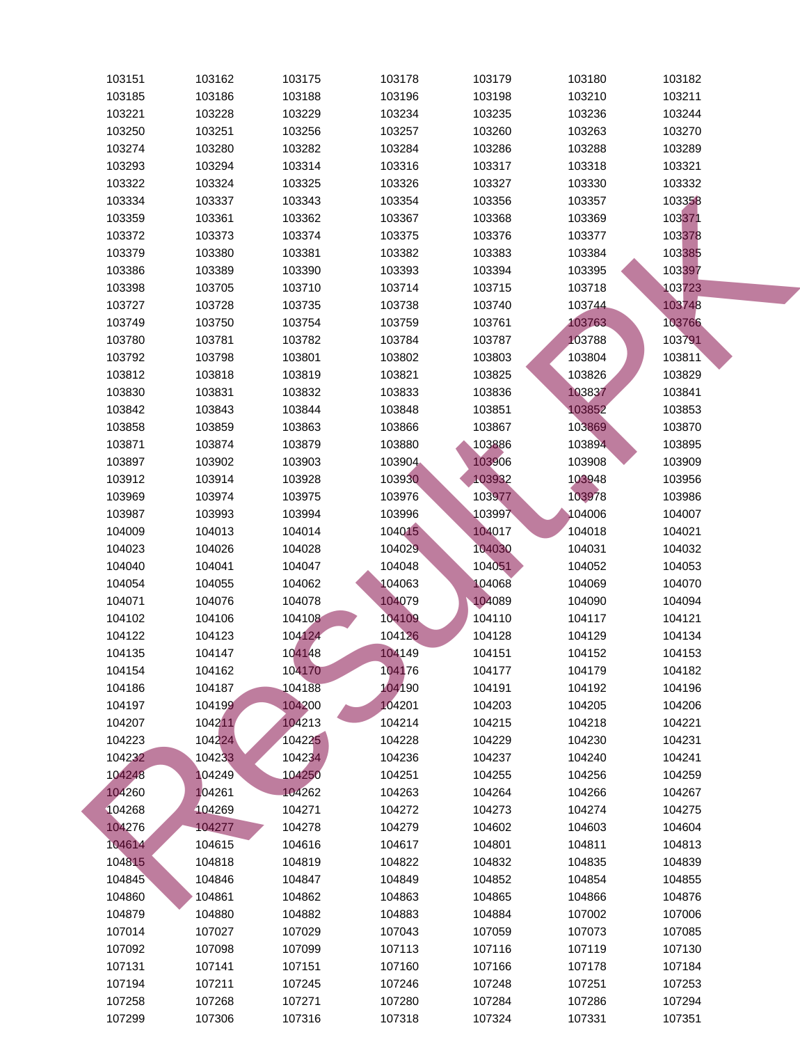| 103151 | 103162 | 103175 | 103178 | 103179 | 103180 | 103182 |
|---|---|---|---|---|---|---|
| 103185 | 103186 | 103188 | 103196 | 103198 | 103210 | 103211 |
| 103221 | 103228 | 103229 | 103234 | 103235 | 103236 | 103244 |
| 103250 | 103251 | 103256 | 103257 | 103260 | 103263 | 103270 |
| 103274 | 103280 | 103282 | 103284 | 103286 | 103288 | 103289 |
| 103293 | 103294 | 103314 | 103316 | 103317 | 103318 | 103321 |
| 103322 | 103324 | 103325 | 103326 | 103327 | 103330 | 103332 |
| 103334 | 103337 | 103343 | 103354 | 103356 | 103357 | 103358 |
| 103359 | 103361 | 103362 | 103367 | 103368 | 103369 | 103371 |
| 103372 | 103373 | 103374 | 103375 | 103376 | 103377 | 103378 |
| 103379 | 103380 | 103381 | 103382 | 103383 | 103384 | 103385 |
| 103386 | 103389 | 103390 | 103393 | 103394 | 103395 | 103397 |
| 103398 | 103705 | 103710 | 103714 | 103715 | 103718 | 103723 |
| 103727 | 103728 | 103735 | 103738 | 103740 | 103744 | 103748 |
| 103749 | 103750 | 103754 | 103759 | 103761 | 103763 | 103766 |
| 103780 | 103781 | 103782 | 103784 | 103787 | 103788 | 103791 |
| 103792 | 103798 | 103801 | 103802 | 103803 | 103804 | 103811 |
| 103812 | 103818 | 103819 | 103821 | 103825 | 103826 | 103829 |
| 103830 | 103831 | 103832 | 103833 | 103836 | 103837 | 103841 |
| 103842 | 103843 | 103844 | 103848 | 103851 | 103852 | 103853 |
| 103858 | 103859 | 103863 | 103866 | 103867 | 103869 | 103870 |
| 103871 | 103874 | 103879 | 103880 | 103886 | 103894 | 103895 |
| 103897 | 103902 | 103903 | 103904 | 103906 | 103908 | 103909 |
| 103912 | 103914 | 103928 | 103930 | 103932 | 103948 | 103956 |
| 103969 | 103974 | 103975 | 103976 | 103977 | 103978 | 103986 |
| 103987 | 103993 | 103994 | 103996 | 103997 | 104006 | 104007 |
| 104009 | 104013 | 104014 | 104015 | 104017 | 104018 | 104021 |
| 104023 | 104026 | 104028 | 104029 | 104030 | 104031 | 104032 |
| 104040 | 104041 | 104047 | 104048 | 104051 | 104052 | 104053 |
| 104054 | 104055 | 104062 | 104063 | 104068 | 104069 | 104070 |
| 104071 | 104076 | 104078 | 104079 | 104089 | 104090 | 104094 |
| 104102 | 104106 | 104108 | 104109 | 104110 | 104117 | 104121 |
| 104122 | 104123 | 104124 | 104126 | 104128 | 104129 | 104134 |
| 104135 | 104147 | 104148 | 104149 | 104151 | 104152 | 104153 |
| 104154 | 104162 | 104170 | 104176 | 104177 | 104179 | 104182 |
| 104186 | 104187 | 104188 | 104190 | 104191 | 104192 | 104196 |
| 104197 | 104199 | 104200 | 104201 | 104203 | 104205 | 104206 |
| 104207 | 104211 | 104213 | 104214 | 104215 | 104218 | 104221 |
| 104223 | 104224 | 104225 | 104228 | 104229 | 104230 | 104231 |
| 104232 | 104233 | 104234 | 104236 | 104237 | 104240 | 104241 |
| 104248 | 104249 | 104250 | 104251 | 104255 | 104256 | 104259 |
| 104260 | 104261 | 104262 | 104263 | 104264 | 104266 | 104267 |
| 104268 | 104269 | 104271 | 104272 | 104273 | 104274 | 104275 |
| 104276 | 104277 | 104278 | 104279 | 104602 | 104603 | 104604 |
| 104614 | 104615 | 104616 | 104617 | 104801 | 104811 | 104813 |
| 104815 | 104818 | 104819 | 104822 | 104832 | 104835 | 104839 |
| 104845 | 104846 | 104847 | 104849 | 104852 | 104854 | 104855 |
| 104860 | 104861 | 104862 | 104863 | 104865 | 104866 | 104876 |
| 104879 | 104880 | 104882 | 104883 | 104884 | 107002 | 107006 |
| 107014 | 107027 | 107029 | 107043 | 107059 | 107073 | 107085 |
| 107092 | 107098 | 107099 | 107113 | 107116 | 107119 | 107130 |
| 107131 | 107141 | 107151 | 107160 | 107166 | 107178 | 107184 |
| 107194 | 107211 | 107245 | 107246 | 107248 | 107251 | 107253 |
| 107258 | 107268 | 107271 | 107280 | 107284 | 107286 | 107294 |
| 107299 | 107306 | 107316 | 107318 | 107324 | 107331 | 107351 |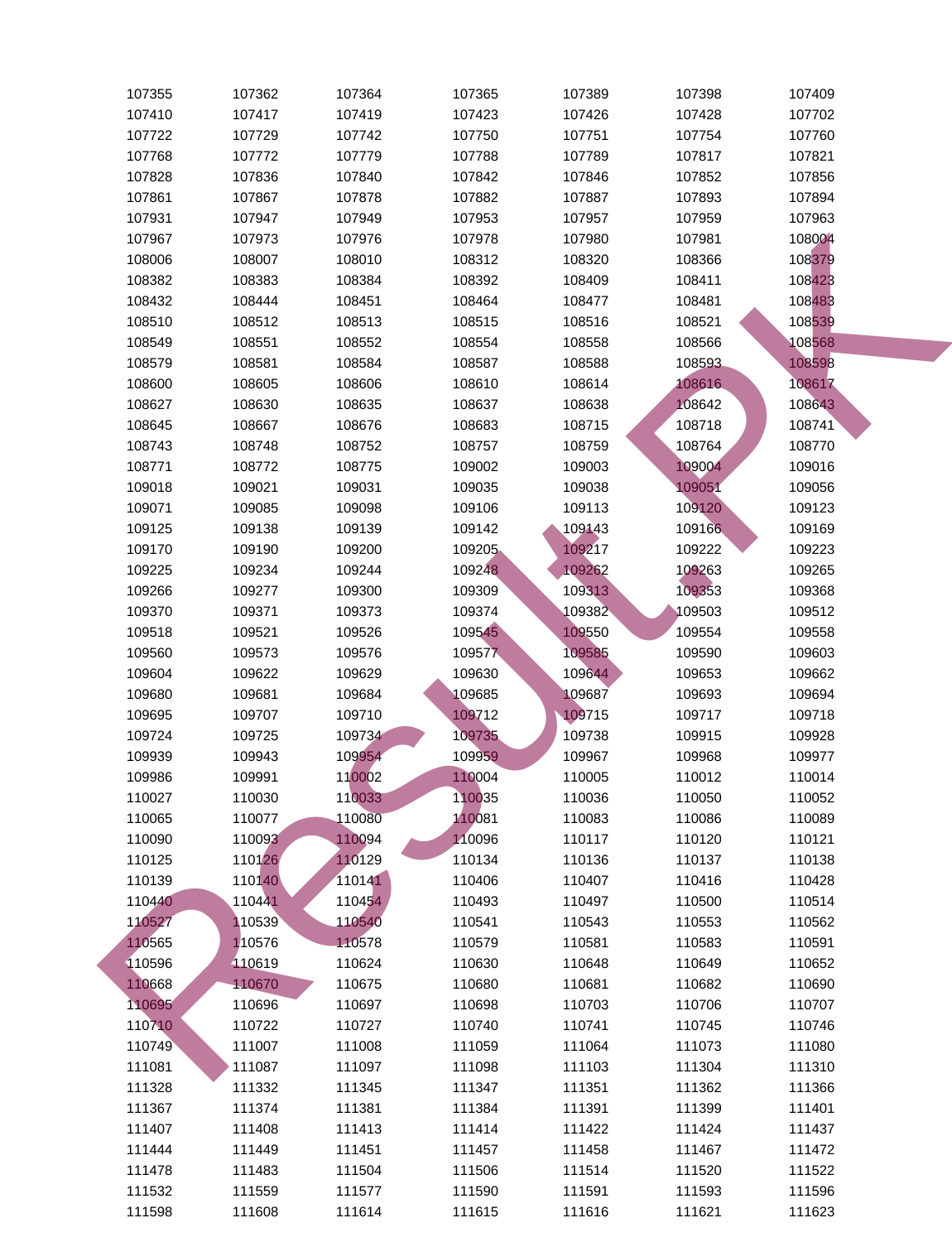| 107355 | 107362 | 107364 | 107365 | 107389 | 107398 | 107409 |
|---|---|---|---|---|---|---|
| 107410 | 107417 | 107419 | 107423 | 107426 | 107428 | 107702 |
| 107722 | 107729 | 107742 | 107750 | 107751 | 107754 | 107760 |
| 107768 | 107772 | 107779 | 107788 | 107789 | 107817 | 107821 |
| 107828 | 107836 | 107840 | 107842 | 107846 | 107852 | 107856 |
| 107861 | 107867 | 107878 | 107882 | 107887 | 107893 | 107894 |
| 107931 | 107947 | 107949 | 107953 | 107957 | 107959 | 107963 |
| 107967 | 107973 | 107976 | 107978 | 107980 | 107981 | 108004 |
| 108006 | 108007 | 108010 | 108312 | 108320 | 108366 | 108379 |
| 108382 | 108383 | 108384 | 108392 | 108409 | 108411 | 108423 |
| 108432 | 108444 | 108451 | 108464 | 108477 | 108481 | 108483 |
| 108510 | 108512 | 108513 | 108515 | 108516 | 108521 | 108539 |
| 108549 | 108551 | 108552 | 108554 | 108558 | 108566 | 108568 |
| 108579 | 108581 | 108584 | 108587 | 108588 | 108593 | 108598 |
| 108600 | 108605 | 108606 | 108610 | 108614 | 108616 | 108617 |
| 108627 | 108630 | 108635 | 108637 | 108638 | 108642 | 108643 |
| 108645 | 108667 | 108676 | 108683 | 108715 | 108718 | 108741 |
| 108743 | 108748 | 108752 | 108757 | 108759 | 108764 | 108770 |
| 108771 | 108772 | 108775 | 109002 | 109003 | 109004 | 109016 |
| 109018 | 109021 | 109031 | 109035 | 109038 | 109051 | 109056 |
| 109071 | 109085 | 109098 | 109106 | 109113 | 109120 | 109123 |
| 109125 | 109138 | 109139 | 109142 | 109143 | 109166 | 109169 |
| 109170 | 109190 | 109200 | 109205 | 109217 | 109222 | 109223 |
| 109225 | 109234 | 109244 | 109248 | 109262 | 109263 | 109265 |
| 109266 | 109277 | 109300 | 109309 | 109313 | 109353 | 109368 |
| 109370 | 109371 | 109373 | 109374 | 109382 | 109503 | 109512 |
| 109518 | 109521 | 109526 | 109545 | 109550 | 109554 | 109558 |
| 109560 | 109573 | 109576 | 109577 | 109585 | 109590 | 109603 |
| 109604 | 109622 | 109629 | 109630 | 109644 | 109653 | 109662 |
| 109680 | 109681 | 109684 | 109685 | 109687 | 109693 | 109694 |
| 109695 | 109707 | 109710 | 109712 | 109715 | 109717 | 109718 |
| 109724 | 109725 | 109734 | 109735 | 109738 | 109915 | 109928 |
| 109939 | 109943 | 109954 | 109959 | 109967 | 109968 | 109977 |
| 109986 | 109991 | 110002 | 110004 | 110005 | 110012 | 110014 |
| 110027 | 110030 | 110033 | 110035 | 110036 | 110050 | 110052 |
| 110065 | 110077 | 110080 | 110081 | 110083 | 110086 | 110089 |
| 110090 | 110093 | 110094 | 110096 | 110117 | 110120 | 110121 |
| 110125 | 110126 | 110129 | 110134 | 110136 | 110137 | 110138 |
| 110139 | 110140 | 110141 | 110406 | 110407 | 110416 | 110428 |
| 110440 | 110441 | 110454 | 110493 | 110497 | 110500 | 110514 |
| 110527 | 110539 | 110540 | 110541 | 110543 | 110553 | 110562 |
| 110565 | 110576 | 110578 | 110579 | 110581 | 110583 | 110591 |
| 110596 | 110619 | 110624 | 110630 | 110648 | 110649 | 110652 |
| 110668 | 110670 | 110675 | 110680 | 110681 | 110682 | 110690 |
| 110695 | 110696 | 110697 | 110698 | 110703 | 110706 | 110707 |
| 110710 | 110722 | 110727 | 110740 | 110741 | 110745 | 110746 |
| 110749 | 111007 | 111008 | 111059 | 111064 | 111073 | 111080 |
| 111081 | 111087 | 111097 | 111098 | 111103 | 111304 | 111310 |
| 111328 | 111332 | 111345 | 111347 | 111351 | 111362 | 111366 |
| 111367 | 111374 | 111381 | 111384 | 111391 | 111399 | 111401 |
| 111407 | 111408 | 111413 | 111414 | 111422 | 111424 | 111437 |
| 111444 | 111449 | 111451 | 111457 | 111458 | 111467 | 111472 |
| 111478 | 111483 | 111504 | 111506 | 111514 | 111520 | 111522 |
| 111532 | 111559 | 111577 | 111590 | 111591 | 111593 | 111596 |
| 111598 | 111608 | 111614 | 111615 | 111616 | 111621 | 111623 |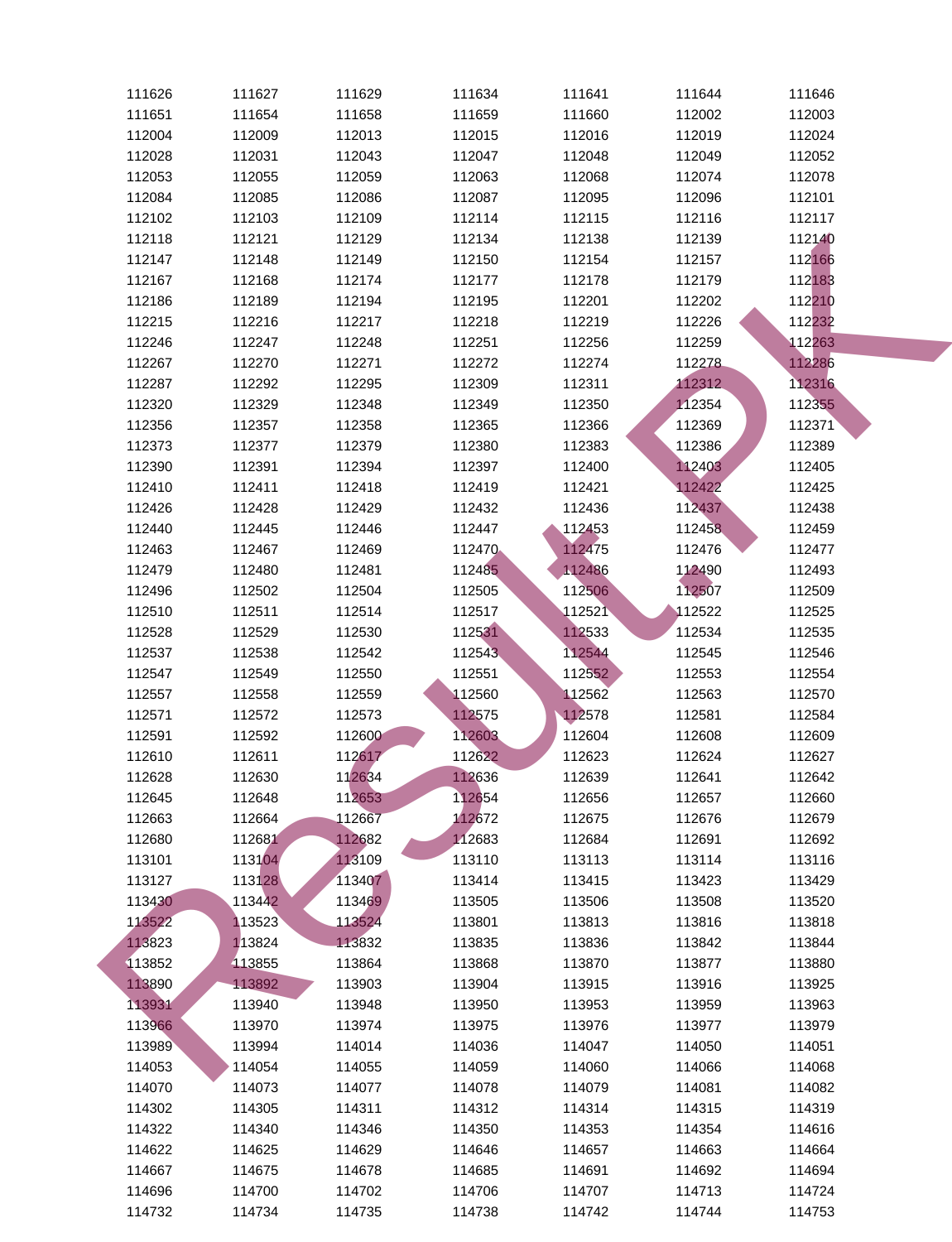| | | | | | | |
|---|---|---|---|---|---|---|
| 111626 | 111627 | 111629 | 111634 | 111641 | 111644 | 111646 |
| 111651 | 111654 | 111658 | 111659 | 111660 | 112002 | 112003 |
| 112004 | 112009 | 112013 | 112015 | 112016 | 112019 | 112024 |
| 112028 | 112031 | 112043 | 112047 | 112048 | 112049 | 112052 |
| 112053 | 112055 | 112059 | 112063 | 112068 | 112074 | 112078 |
| 112084 | 112085 | 112086 | 112087 | 112095 | 112096 | 112101 |
| 112102 | 112103 | 112109 | 112114 | 112115 | 112116 | 112117 |
| 112118 | 112121 | 112129 | 112134 | 112138 | 112139 | 112140 |
| 112147 | 112148 | 112149 | 112150 | 112154 | 112157 | 112166 |
| 112167 | 112168 | 112174 | 112177 | 112178 | 112179 | 112183 |
| 112186 | 112189 | 112194 | 112195 | 112201 | 112202 | 112210 |
| 112215 | 112216 | 112217 | 112218 | 112219 | 112226 | 112232 |
| 112246 | 112247 | 112248 | 112251 | 112256 | 112259 | 112263 |
| 112267 | 112270 | 112271 | 112272 | 112274 | 112278 | 112286 |
| 112287 | 112292 | 112295 | 112309 | 112311 | 112312 | 112316 |
| 112320 | 112329 | 112348 | 112349 | 112350 | 112354 | 112355 |
| 112356 | 112357 | 112358 | 112365 | 112366 | 112369 | 112371 |
| 112373 | 112377 | 112379 | 112380 | 112383 | 112386 | 112389 |
| 112390 | 112391 | 112394 | 112397 | 112400 | 112403 | 112405 |
| 112410 | 112411 | 112418 | 112419 | 112421 | 112422 | 112425 |
| 112426 | 112428 | 112429 | 112432 | 112436 | 112437 | 112438 |
| 112440 | 112445 | 112446 | 112447 | 112453 | 112458 | 112459 |
| 112463 | 112467 | 112469 | 112470 | 112475 | 112476 | 112477 |
| 112479 | 112480 | 112481 | 112485 | 112486 | 112490 | 112493 |
| 112496 | 112502 | 112504 | 112505 | 112506 | 112507 | 112509 |
| 112510 | 112511 | 112514 | 112517 | 112521 | 112522 | 112525 |
| 112528 | 112529 | 112530 | 112531 | 112533 | 112534 | 112535 |
| 112537 | 112538 | 112542 | 112543 | 112544 | 112545 | 112546 |
| 112547 | 112549 | 112550 | 112551 | 112552 | 112553 | 112554 |
| 112557 | 112558 | 112559 | 112560 | 112562 | 112563 | 112570 |
| 112571 | 112572 | 112573 | 112575 | 112578 | 112581 | 112584 |
| 112591 | 112592 | 112600 | 112603 | 112604 | 112608 | 112609 |
| 112610 | 112611 | 112617 | 112622 | 112623 | 112624 | 112627 |
| 112628 | 112630 | 112634 | 112636 | 112639 | 112641 | 112642 |
| 112645 | 112648 | 112653 | 112654 | 112656 | 112657 | 112660 |
| 112663 | 112664 | 112667 | 112672 | 112675 | 112676 | 112679 |
| 112680 | 112681 | 112682 | 112683 | 112684 | 112691 | 112692 |
| 113101 | 113104 | 113109 | 113110 | 113113 | 113114 | 113116 |
| 113127 | 113128 | 113407 | 113414 | 113415 | 113423 | 113429 |
| 113430 | 113442 | 113469 | 113505 | 113506 | 113508 | 113520 |
| 113522 | 113523 | 113524 | 113801 | 113813 | 113816 | 113818 |
| 113823 | 113824 | 113832 | 113835 | 113836 | 113842 | 113844 |
| 113852 | 113855 | 113864 | 113868 | 113870 | 113877 | 113880 |
| 113890 | 113892 | 113903 | 113904 | 113915 | 113916 | 113925 |
| 113931 | 113940 | 113948 | 113950 | 113953 | 113959 | 113963 |
| 113966 | 113970 | 113974 | 113975 | 113976 | 113977 | 113979 |
| 113989 | 113994 | 114014 | 114036 | 114047 | 114050 | 114051 |
| 114053 | 114054 | 114055 | 114059 | 114060 | 114066 | 114068 |
| 114070 | 114073 | 114077 | 114078 | 114079 | 114081 | 114082 |
| 114302 | 114305 | 114311 | 114312 | 114314 | 114315 | 114319 |
| 114322 | 114340 | 114346 | 114350 | 114353 | 114354 | 114616 |
| 114622 | 114625 | 114629 | 114646 | 114657 | 114663 | 114664 |
| 114667 | 114675 | 114678 | 114685 | 114691 | 114692 | 114694 |
| 114696 | 114700 | 114702 | 114706 | 114707 | 114713 | 114724 |
| 114732 | 114734 | 114735 | 114738 | 114742 | 114744 | 114753 |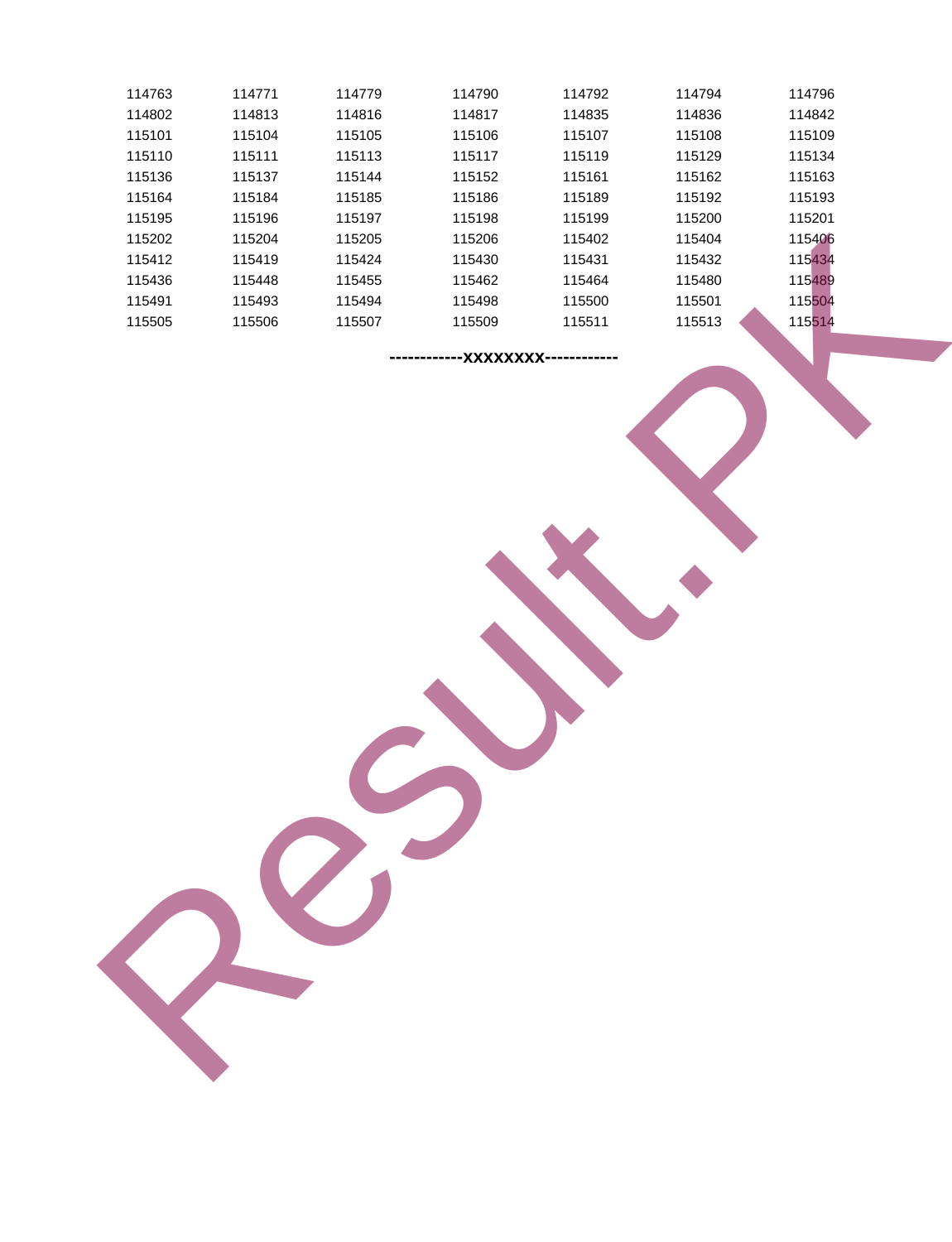| | | | | | | |
|---|---|---|---|---|---|---|
| 114763 | 114771 | 114779 | 114790 | 114792 | 114794 | 114796 |
| 114802 | 114813 | 114816 | 114817 | 114835 | 114836 | 114842 |
| 115101 | 115104 | 115105 | 115106 | 115107 | 115108 | 115109 |
| 115110 | 115111 | 115113 | 115117 | 115119 | 115129 | 115134 |
| 115136 | 115137 | 115144 | 115152 | 115161 | 115162 | 115163 |
| 115164 | 115184 | 115185 | 115186 | 115189 | 115192 | 115193 |
| 115195 | 115196 | 115197 | 115198 | 115199 | 115200 | 115201 |
| 115202 | 115204 | 115205 | 115206 | 115402 | 115404 | 115406 |
| 115412 | 115419 | 115424 | 115430 | 115431 | 115432 | 115434 |
| 115436 | 115448 | 115455 | 115462 | 115464 | 115480 | 115489 |
| 115491 | 115493 | 115494 | 115498 | 115500 | 115501 | 115504 |
| 115505 | 115506 | 115507 | 115509 | 115511 | 115513 | 115514 |

**------------XXXXXXXX------------**